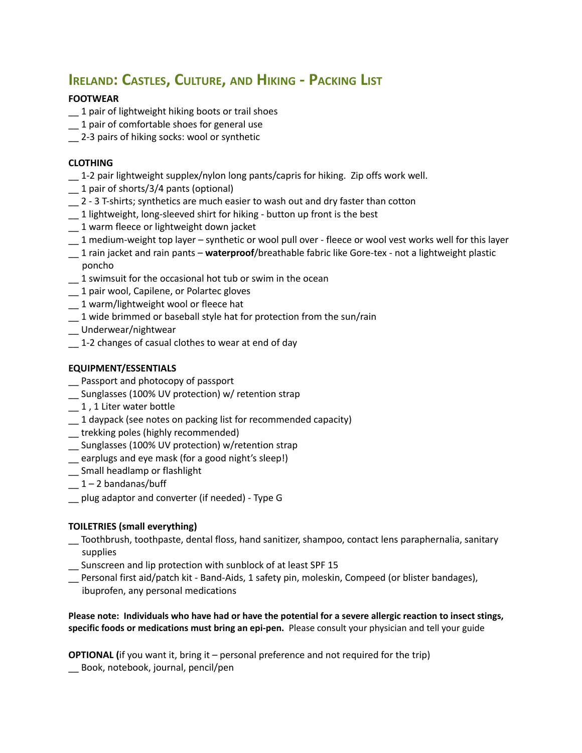# Ireland: Castles, Culture, and Hiking - Packing List

**FOOTWEAR**

__ 1 pair of lightweight hiking boots or trail shoes
__ 1 pair of comfortable shoes for general use
__ 2-3 pairs of hiking socks: wool or synthetic

**CLOTHING**

__ 1-2 pair lightweight supplex/nylon long pants/capris for hiking. Zip offs work well.
__ 1 pair of shorts/3/4 pants (optional)
__ 2 - 3 T-shirts; synthetics are much easier to wash out and dry faster than cotton
__ 1 lightweight, long-sleeved shirt for hiking - button up front is the best
__ 1 warm fleece or lightweight down jacket
__ 1 medium-weight top layer – synthetic or wool pull over - fleece or wool vest works well for this layer
__ 1 rain jacket and rain pants – **waterproof**/breathable fabric like Gore-tex - not a lightweight plastic poncho
__ 1 swimsuit for the occasional hot tub or swim in the ocean
__ 1 pair wool, Capilene, or Polartec gloves
__ 1 warm/lightweight wool or fleece hat
__ 1 wide brimmed or baseball style hat for protection from the sun/rain
__ Underwear/nightwear
__ 1-2 changes of casual clothes to wear at end of day

**EQUIPMENT/ESSENTIALS**

__ Passport and photocopy of passport
__ Sunglasses (100% UV protection) w/ retention strap
__ 1 , 1 Liter water bottle
__ 1 daypack (see notes on packing list for recommended capacity)
__ trekking poles (highly recommended)
__ Sunglasses (100% UV protection) w/retention strap
__ earplugs and eye mask (for a good night's sleep!)
__ Small headlamp or flashlight
__ 1 – 2 bandanas/buff
__ plug adaptor and converter (if needed) - Type G

**TOILETRIES (small everything)**

__ Toothbrush, toothpaste, dental floss, hand sanitizer, shampoo, contact lens paraphernalia, sanitary supplies
__ Sunscreen and lip protection with sunblock of at least SPF 15
__ Personal first aid/patch kit - Band-Aids, 1 safety pin, moleskin, Compeed (or blister bandages), ibuprofen, any personal medications

**Please note: Individuals who have had or have the potential for a severe allergic reaction to insect stings, specific foods or medications must bring an epi-pen.** Please consult your physician and tell your guide

**OPTIONAL (**if you want it, bring it – personal preference and not required for the trip)

__ Book, notebook, journal, pencil/pen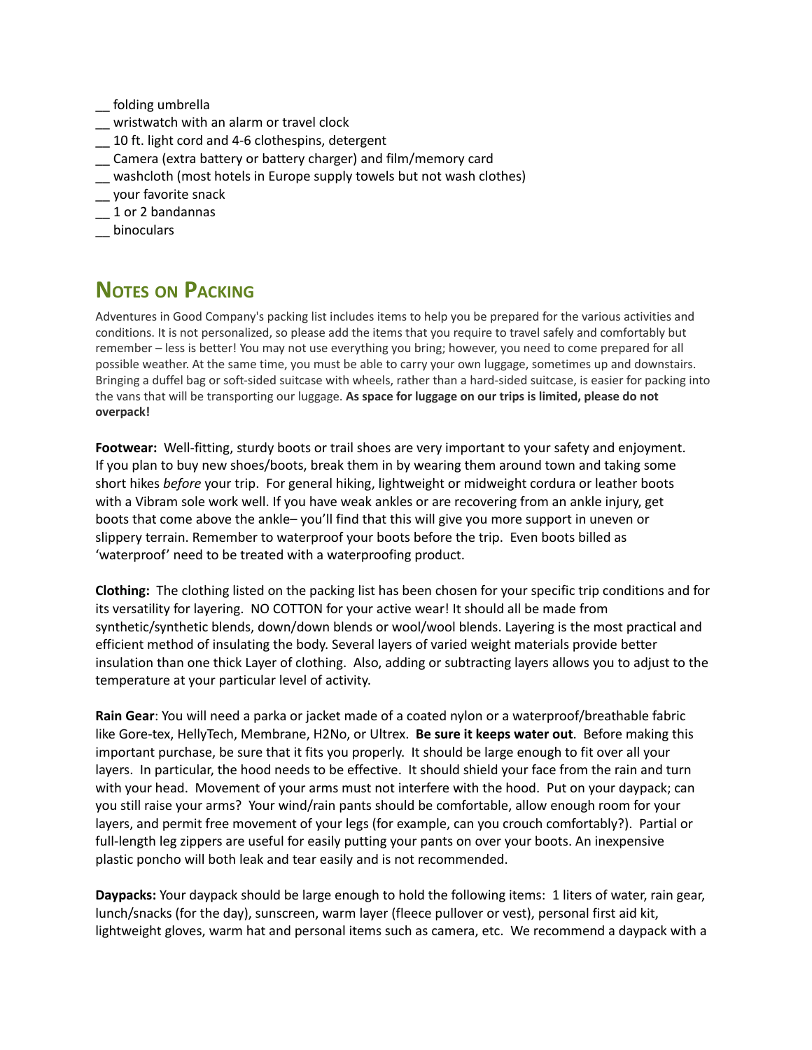__ folding umbrella
__ wristwatch with an alarm or travel clock
__ 10 ft. light cord and 4-6 clothespins, detergent
__ Camera (extra battery or battery charger) and film/memory card
__ washcloth (most hotels in Europe supply towels but not wash clothes)
__ your favorite snack
__ 1 or 2 bandannas
__ binoculars

## Notes on Packing

Adventures in Good Company's packing list includes items to help you be prepared for the various activities and conditions. It is not personalized, so please add the items that you require to travel safely and comfortably but remember – less is better! You may not use everything you bring; however, you need to come prepared for all possible weather. At the same time, you must be able to carry your own luggage, sometimes up and downstairs. Bringing a duffel bag or soft-sided suitcase with wheels, rather than a hard-sided suitcase, is easier for packing into the vans that will be transporting our luggage. **As space for luggage on our trips is limited, please do not overpack!**

**Footwear:** Well-fitting, sturdy boots or trail shoes are very important to your safety and enjoyment. If you plan to buy new shoes/boots, break them in by wearing them around town and taking some short hikes *before* your trip. For general hiking, lightweight or midweight cordura or leather boots with a Vibram sole work well. If you have weak ankles or are recovering from an ankle injury, get boots that come above the ankle– you'll find that this will give you more support in uneven or slippery terrain. Remember to waterproof your boots before the trip. Even boots billed as 'waterproof' need to be treated with a waterproofing product.

**Clothing:** The clothing listed on the packing list has been chosen for your specific trip conditions and for its versatility for layering. NO COTTON for your active wear! It should all be made from synthetic/synthetic blends, down/down blends or wool/wool blends. Layering is the most practical and efficient method of insulating the body. Several layers of varied weight materials provide better insulation than one thick Layer of clothing. Also, adding or subtracting layers allows you to adjust to the temperature at your particular level of activity.

**Rain Gear**: You will need a parka or jacket made of a coated nylon or a waterproof/breathable fabric like Gore-tex, HellyTech, Membrane, H2No, or Ultrex. **Be sure it keeps water out**. Before making this important purchase, be sure that it fits you properly. It should be large enough to fit over all your layers. In particular, the hood needs to be effective. It should shield your face from the rain and turn with your head. Movement of your arms must not interfere with the hood. Put on your daypack; can you still raise your arms? Your wind/rain pants should be comfortable, allow enough room for your layers, and permit free movement of your legs (for example, can you crouch comfortably?). Partial or full-length leg zippers are useful for easily putting your pants on over your boots. An inexpensive plastic poncho will both leak and tear easily and is not recommended.

**Daypacks:** Your daypack should be large enough to hold the following items: 1 liters of water, rain gear, lunch/snacks (for the day), sunscreen, warm layer (fleece pullover or vest), personal first aid kit, lightweight gloves, warm hat and personal items such as camera, etc. We recommend a daypack with a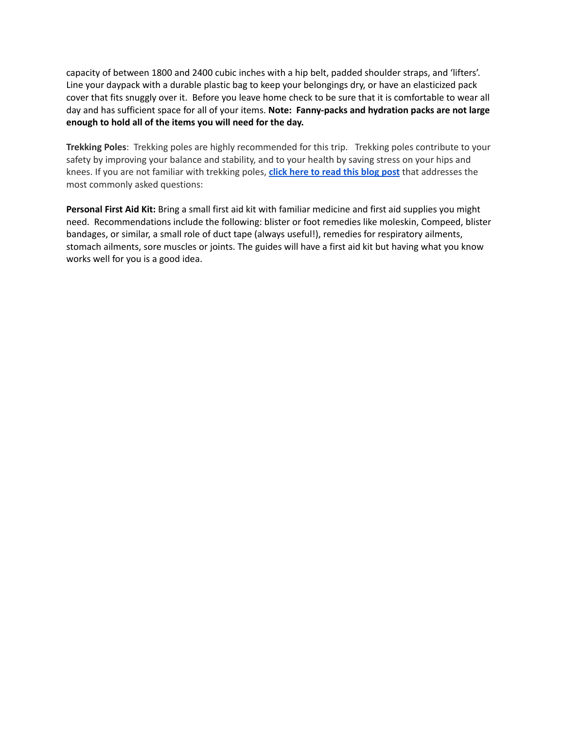capacity of between 1800 and 2400 cubic inches with a hip belt, padded shoulder straps, and 'lifters'. Line your daypack with a durable plastic bag to keep your belongings dry, or have an elasticized pack cover that fits snuggly over it. Before you leave home check to be sure that it is comfortable to wear all day and has sufficient space for all of your items. **Note: Fanny-packs and hydration packs are not large enough to hold all of the items you will need for the day.**

**Trekking Poles**: Trekking poles are highly recommended for this trip. Trekking poles contribute to your safety by improving your balance and stability, and to your health by saving stress on your hips and knees. If you are not familiar with trekking poles, **click here to read this blog post** that addresses the most commonly asked questions:

**Personal First Aid Kit:** Bring a small first aid kit with familiar medicine and first aid supplies you might need. Recommendations include the following: blister or foot remedies like moleskin, Compeed, blister bandages, or similar, a small role of duct tape (always useful!), remedies for respiratory ailments, stomach ailments, sore muscles or joints. The guides will have a first aid kit but having what you know works well for you is a good idea.